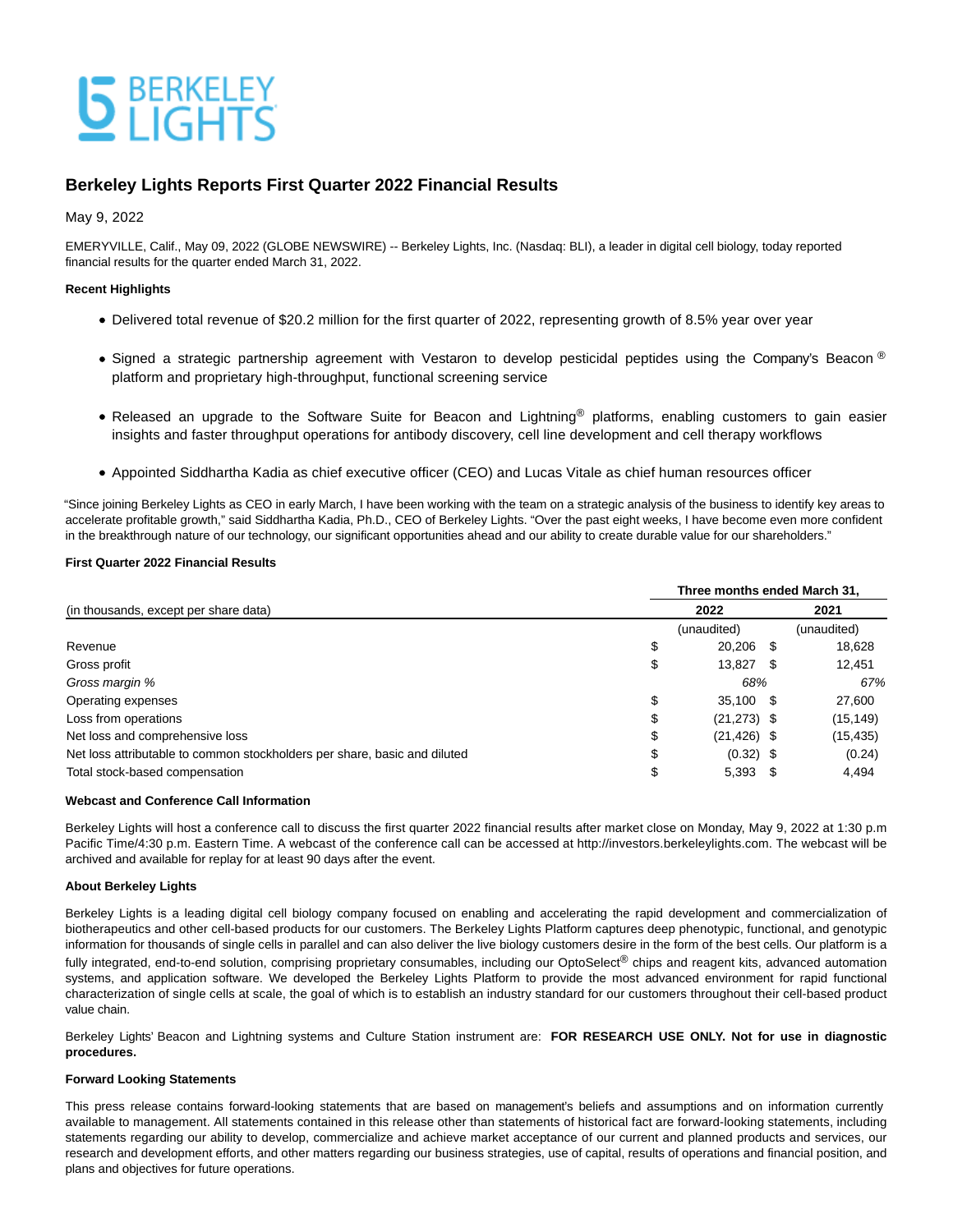# Berkeley Lights Reports First Quarter 2022 Financial Results

May 9, 2022

EMERYVILLE, Calif., May 09, 2022 (GLOBE NEWSWIRE) -- Berkeley Lights, Inc. (Nasdaq: BLI), a leader in digital cell biology, today reported financial results for the quarter ended March 31, 2022.

**Recent Highlights**

- Delivered total revenue of $20.2 million for the first quarter of 2022, representing growth of 8.5% year over year
- Signed a strategic partnership agreement with Vestaron to develop pesticidal peptides using the Company's Beacon ® platform and proprietary high-throughput, functional screening service
- Released an upgrade to the Software Suite for Beacon and Lightning® platforms, enabling customers to gain easier insights and faster throughput operations for antibody discovery, cell line development and cell therapy workflows
- Appointed Siddhartha Kadia as chief executive officer (CEO) and Lucas Vitale as chief human resources officer

"Since joining Berkeley Lights as CEO in early March, I have been working with the team on a strategic analysis of the business to identify key areas to accelerate profitable growth," said Siddhartha Kadia, Ph.D., CEO of Berkeley Lights. "Over the past eight weeks, I have become even more confident in the breakthrough nature of our technology, our significant opportunities ahead and our ability to create durable value for our shareholders."

**First Quarter 2022 Financial Results**

| | Three months ended March 31, | |
|---|---|---|
| (in thousands, except per share data) | 2022 | 2021 |
| | (unaudited) | (unaudited) |
| Revenue | $ 20,206 | $ 18,628 |
| Gross profit | $ 13,827 | $ 12,451 |
| *Gross margin %* | *68%* | *67%* |
| Operating expenses | $ 35,100 | $ 27,600 |
| Loss from operations | $ (21,273) | $ (15,149) |
| Net loss and comprehensive loss | $ (21,426) | $ (15,435) |
| Net loss attributable to common stockholders per share, basic and diluted | $ (0.32) | $ (0.24) |
| Total stock-based compensation | $ 5,393 | $ 4,494 |

**Webcast and Conference Call Information**

Berkeley Lights will host a conference call to discuss the first quarter 2022 financial results after market close on Monday, May 9, 2022 at 1:30 p.m Pacific Time/4:30 p.m. Eastern Time. A webcast of the conference call can be accessed at http://investors.berkeleylights.com. The webcast will be archived and available for replay for at least 90 days after the event.

**About Berkeley Lights**

Berkeley Lights is a leading digital cell biology company focused on enabling and accelerating the rapid development and commercialization of biotherapeutics and other cell-based products for our customers. The Berkeley Lights Platform captures deep phenotypic, functional, and genotypic information for thousands of single cells in parallel and can also deliver the live biology customers desire in the form of the best cells. Our platform is a fully integrated, end-to-end solution, comprising proprietary consumables, including our OptoSelect® chips and reagent kits, advanced automation systems, and application software. We developed the Berkeley Lights Platform to provide the most advanced environment for rapid functional characterization of single cells at scale, the goal of which is to establish an industry standard for our customers throughout their cell-based product value chain.

Berkeley Lights' Beacon and Lightning systems and Culture Station instrument are: **FOR RESEARCH USE ONLY. Not for use in diagnostic procedures.**

**Forward Looking Statements**

This press release contains forward-looking statements that are based on management's beliefs and assumptions and on information currently available to management. All statements contained in this release other than statements of historical fact are forward-looking statements, including statements regarding our ability to develop, commercialize and achieve market acceptance of our current and planned products and services, our research and development efforts, and other matters regarding our business strategies, use of capital, results of operations and financial position, and plans and objectives for future operations.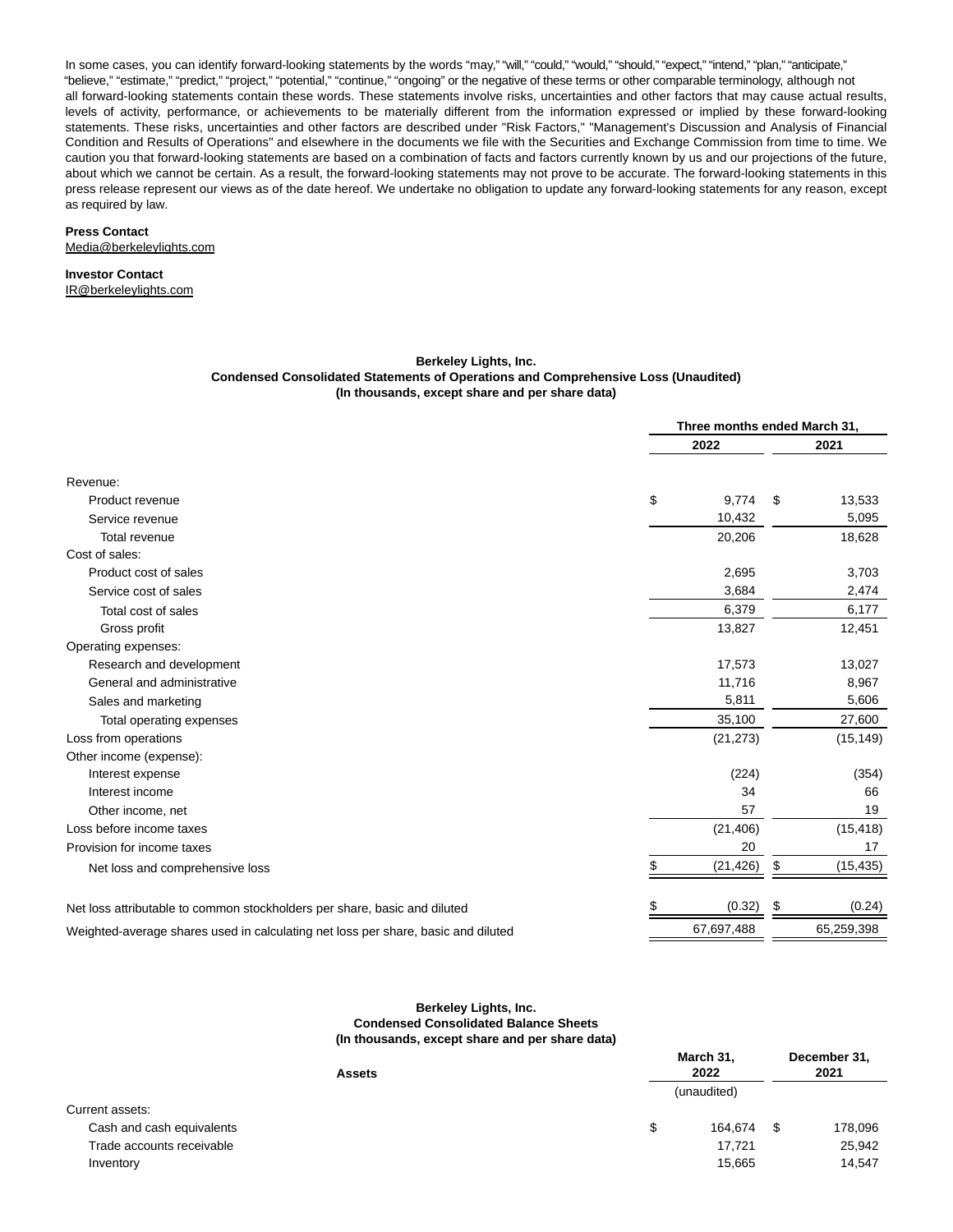In some cases, you can identify forward-looking statements by the words “may,” “will,” “could,” “would,” “should,” “expect,” “intend,” “plan,” “anticipate,” “believe,” “estimate,” “predict,” “project,” “potential,” “continue,” “ongoing” or the negative of these terms or other comparable terminology, although not all forward-looking statements contain these words. These statements involve risks, uncertainties and other factors that may cause actual results, levels of activity, performance, or achievements to be materially different from the information expressed or implied by these forward-looking statements. These risks, uncertainties and other factors are described under "Risk Factors," "Management's Discussion and Analysis of Financial Condition and Results of Operations" and elsewhere in the documents we file with the Securities and Exchange Commission from time to time. We caution you that forward-looking statements are based on a combination of facts and factors currently known by us and our projections of the future, about which we cannot be certain. As a result, the forward-looking statements may not prove to be accurate. The forward-looking statements in this press release represent our views as of the date hereof. We undertake no obligation to update any forward-looking statements for any reason, except as required by law.

**Press Contact**
Media@berkeleylights.com

**Investor Contact**
IR@berkeleylights.com

**Berkeley Lights, Inc.**
**Condensed Consolidated Statements of Operations and Comprehensive Loss (Unaudited)**
**(In thousands, except share and per share data)**

| | Three months ended March 31, | |
|---|---|---|
| | 2022 | 2021 |
| Revenue: | | |
| Product revenue | $ 9,774 | $ 13,533 |
| Service revenue | 10,432 | 5,095 |
| Total revenue | 20,206 | 18,628 |
| Cost of sales: | | |
| Product cost of sales | 2,695 | 3,703 |
| Service cost of sales | 3,684 | 2,474 |
| Total cost of sales | 6,379 | 6,177 |
| Gross profit | 13,827 | 12,451 |
| Operating expenses: | | |
| Research and development | 17,573 | 13,027 |
| General and administrative | 11,716 | 8,967 |
| Sales and marketing | 5,811 | 5,606 |
| Total operating expenses | 35,100 | 27,600 |
| Loss from operations | (21,273) | (15,149) |
| Other income (expense): | | |
| Interest expense | (224) | (354) |
| Interest income | 34 | 66 |
| Other income, net | 57 | 19 |
| Loss before income taxes | (21,406) | (15,418) |
| Provision for income taxes | 20 | 17 |
| Net loss and comprehensive loss | $ (21,426) | $ (15,435) |
| Net loss attributable to common stockholders per share, basic and diluted | $ (0.32) | $ (0.24) |
| Weighted-average shares used in calculating net loss per share, basic and diluted | 67,697,488 | 65,259,398 |

**Berkeley Lights, Inc.**
**Condensed Consolidated Balance Sheets**
**(In thousands, except share and per share data)**

| **Assets** | March 31, 2022 (unaudited) | December 31, 2021 |
|---|---|---|
| Current assets: | | |
| Cash and cash equivalents | $ 164,674 | $ 178,096 |
| Trade accounts receivable | 17,721 | 25,942 |
| Inventory | 15,665 | 14,547 |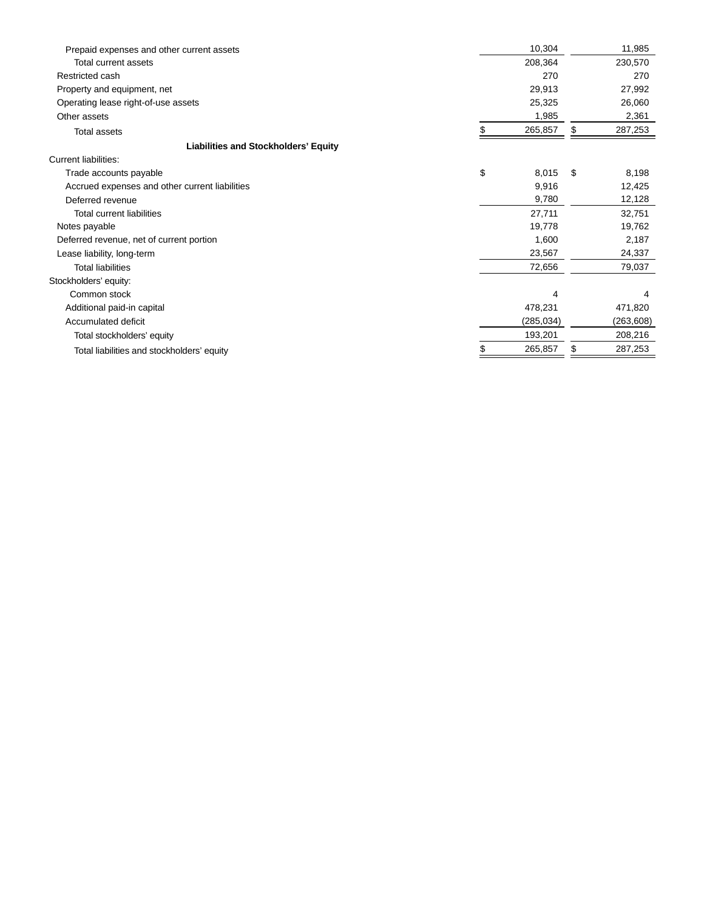| | | |
|---|---|---|
| Prepaid expenses and other current assets | 10,304 | 11,985 |
| Total current assets | 208,364 | 230,570 |
| Restricted cash | 270 | 270 |
| Property and equipment, net | 29,913 | 27,992 |
| Operating lease right-of-use assets | 25,325 | 26,060 |
| Other assets | 1,985 | 2,361 |
| Total assets | $ 265,857 | $ 287,253 |
| **Liabilities and Stockholders' Equity** | | |
| Current liabilities: | | |
| Trade accounts payable | $ 8,015 | $ 8,198 |
| Accrued expenses and other current liabilities | 9,916 | 12,425 |
| Deferred revenue | 9,780 | 12,128 |
| Total current liabilities | 27,711 | 32,751 |
| Notes payable | 19,778 | 19,762 |
| Deferred revenue, net of current portion | 1,600 | 2,187 |
| Lease liability, long-term | 23,567 | 24,337 |
| Total liabilities | 72,656 | 79,037 |
| Stockholders' equity: | | |
| Common stock | 4 | 4 |
| Additional paid-in capital | 478,231 | 471,820 |
| Accumulated deficit | (285,034) | (263,608) |
| Total stockholders' equity | 193,201 | 208,216 |
| Total liabilities and stockholders' equity | $ 265,857 | $ 287,253 |